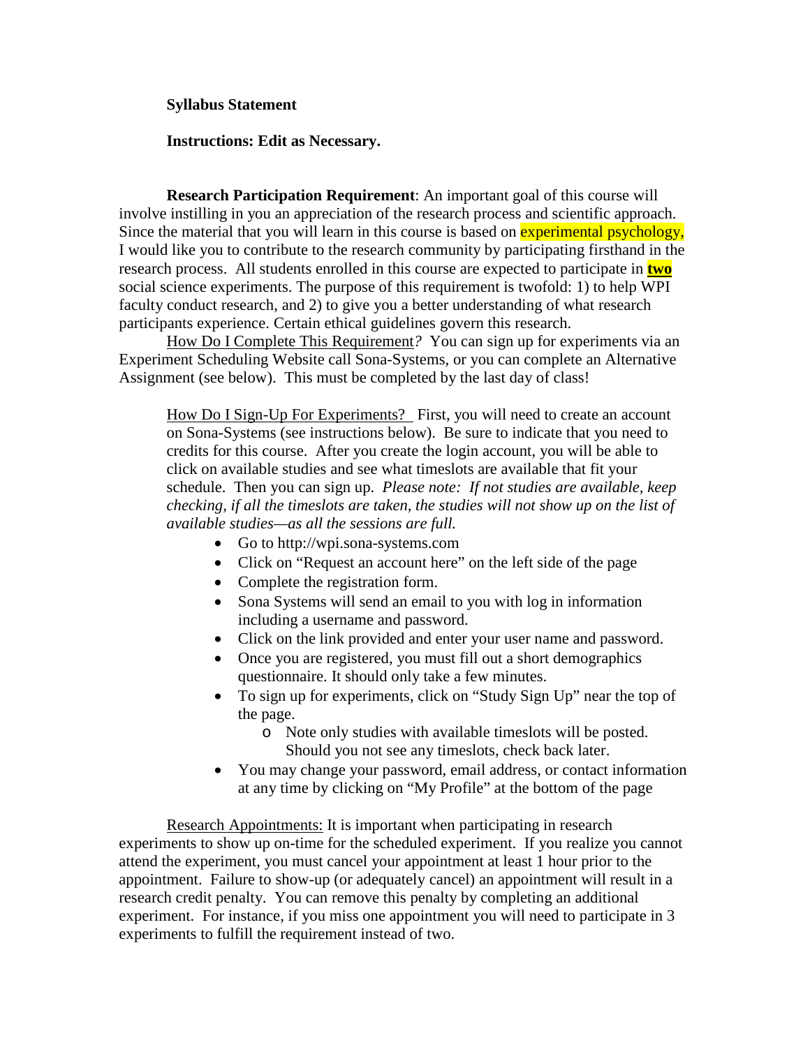**Syllabus Statement**

**Instructions: Edit as Necessary.**

**Research Participation Requirement**: An important goal of this course will involve instilling in you an appreciation of the research process and scientific approach. Since the material that you will learn in this course is based on experimental psychology, I would like you to contribute to the research community by participating firsthand in the research process. All students enrolled in this course are expected to participate in **two** social science experiments. The purpose of this requirement is twofold: 1) to help WPI faculty conduct research, and 2) to give you a better understanding of what research participants experience. Certain ethical guidelines govern this research.

How Do I Complete This Requirement*?* You can sign up for experiments via an Experiment Scheduling Website call Sona-Systems, or you can complete an Alternative Assignment (see below). This must be completed by the last day of class!

How Do I Sign-Up For Experiments? First, you will need to create an account on Sona-Systems (see instructions below). Be sure to indicate that you need to credits for this course. After you create the login account, you will be able to click on available studies and see what timeslots are available that fit your schedule. Then you can sign up. *Please note: If not studies are available, keep checking, if all the timeslots are taken, the studies will not show up on the list of available studies—as all the sessions are full.*

- Go to http://wpi.sona-systems.com
- Click on "Request an account here" on the left side of the page
- Complete the registration form.
- Sona Systems will send an email to you with log in information including a username and password.
- Click on the link provided and enter your user name and password.
- Once you are registered, you must fill out a short demographics questionnaire. It should only take a few minutes.
- To sign up for experiments, click on "Study Sign Up" near the top of the page.
  - Note only studies with available timeslots will be posted. Should you not see any timeslots, check back later.
- You may change your password, email address, or contact information at any time by clicking on "My Profile" at the bottom of the page

Research Appointments: It is important when participating in research experiments to show up on-time for the scheduled experiment. If you realize you cannot attend the experiment, you must cancel your appointment at least 1 hour prior to the appointment. Failure to show-up (or adequately cancel) an appointment will result in a research credit penalty. You can remove this penalty by completing an additional experiment. For instance, if you miss one appointment you will need to participate in 3 experiments to fulfill the requirement instead of two.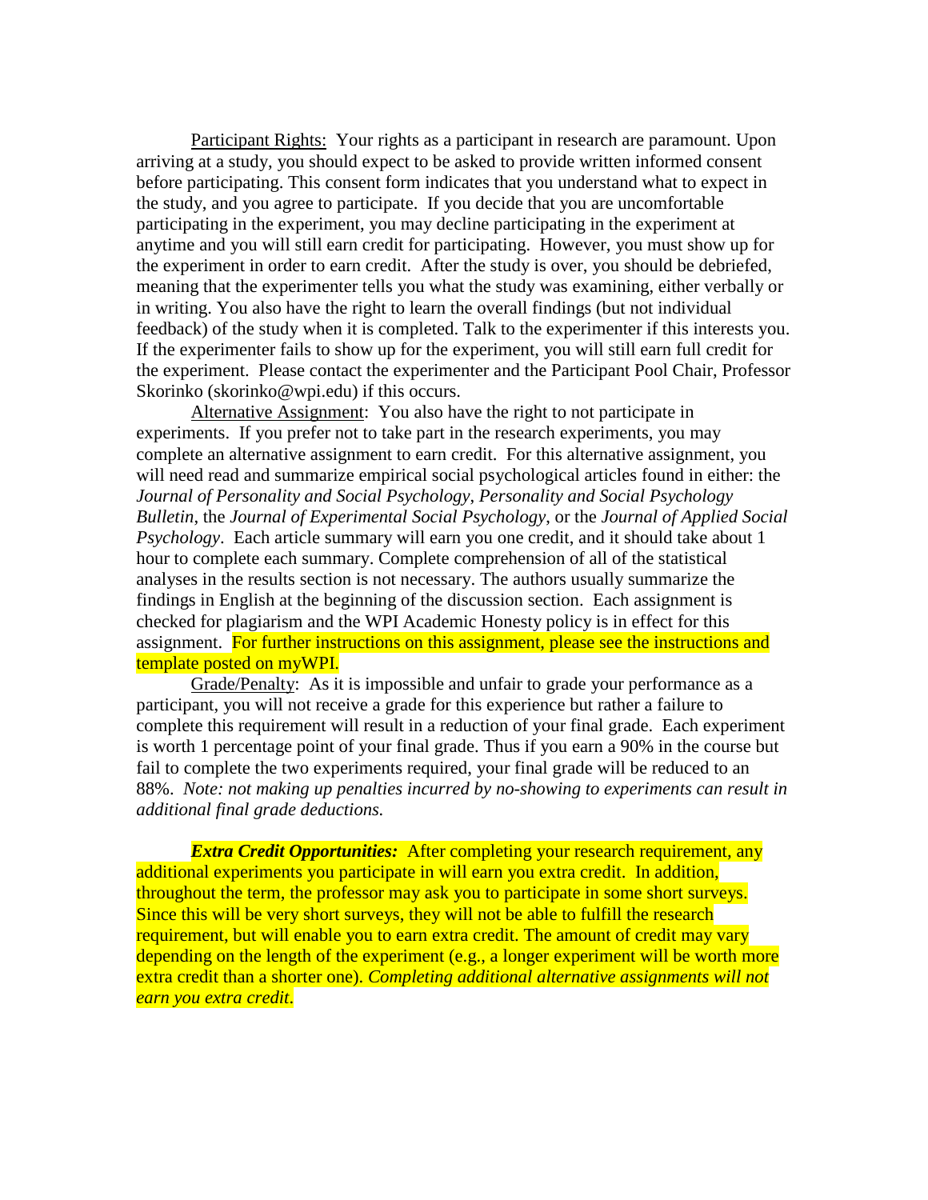Participant Rights: Your rights as a participant in research are paramount. Upon arriving at a study, you should expect to be asked to provide written informed consent before participating. This consent form indicates that you understand what to expect in the study, and you agree to participate. If you decide that you are uncomfortable participating in the experiment, you may decline participating in the experiment at anytime and you will still earn credit for participating. However, you must show up for the experiment in order to earn credit. After the study is over, you should be debriefed, meaning that the experimenter tells you what the study was examining, either verbally or in writing. You also have the right to learn the overall findings (but not individual feedback) of the study when it is completed. Talk to the experimenter if this interests you. If the experimenter fails to show up for the experiment, you will still earn full credit for the experiment. Please contact the experimenter and the Participant Pool Chair, Professor Skorinko (skorinko@wpi.edu) if this occurs.

Alternative Assignment: You also have the right to not participate in experiments. If you prefer not to take part in the research experiments, you may complete an alternative assignment to earn credit. For this alternative assignment, you will need read and summarize empirical social psychological articles found in either: the *Journal of Personality and Social Psychology*, *Personality and Social Psychology Bulletin*, the *Journal of Experimental Social Psychology*, or the *Journal of Applied Social Psychology*. Each article summary will earn you one credit, and it should take about 1 hour to complete each summary. Complete comprehension of all of the statistical analyses in the results section is not necessary. The authors usually summarize the findings in English at the beginning of the discussion section. Each assignment is checked for plagiarism and the WPI Academic Honesty policy is in effect for this assignment. For further instructions on this assignment, please see the instructions and template posted on myWPI.

Grade/Penalty: As it is impossible and unfair to grade your performance as a participant, you will not receive a grade for this experience but rather a failure to complete this requirement will result in a reduction of your final grade. Each experiment is worth 1 percentage point of your final grade. Thus if you earn a 90% in the course but fail to complete the two experiments required, your final grade will be reduced to an 88%. *Note: not making up penalties incurred by no-showing to experiments can result in additional final grade deductions.*

***Extra Credit Opportunities:*** After completing your research requirement, any additional experiments you participate in will earn you extra credit. In addition, throughout the term, the professor may ask you to participate in some short surveys. Since this will be very short surveys, they will not be able to fulfill the research requirement, but will enable you to earn extra credit. The amount of credit may vary depending on the length of the experiment (e.g., a longer experiment will be worth more extra credit than a shorter one). *Completing additional alternative assignments will not earn you extra credit*.